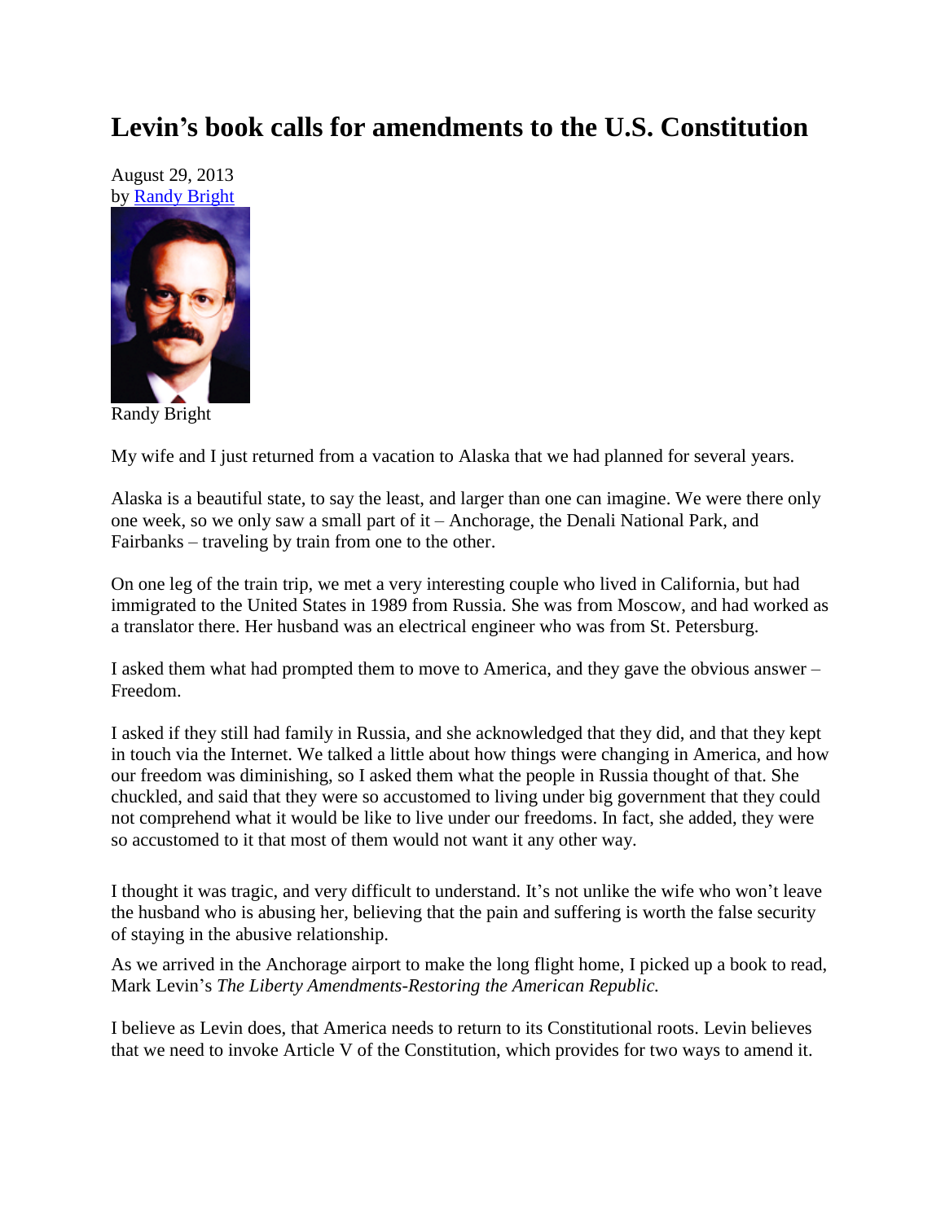# Levin's book calls for amendments to the U.S. Constitution

August 29, 2013
by [Randy Bright]

Randy Bright

My wife and I just returned from a vacation to Alaska that we had planned for several years.

Alaska is a beautiful state, to say the least, and larger than one can imagine. We were there only one week, so we only saw a small part of it – Anchorage, the Denali National Park, and Fairbanks – traveling by train from one to the other.

On one leg of the train trip, we met a very interesting couple who lived in California, but had immigrated to the United States in 1989 from Russia. She was from Moscow, and had worked as a translator there. Her husband was an electrical engineer who was from St. Petersburg.

I asked them what had prompted them to move to America, and they gave the obvious answer – Freedom.

I asked if they still had family in Russia, and she acknowledged that they did, and that they kept in touch via the Internet. We talked a little about how things were changing in America, and how our freedom was diminishing, so I asked them what the people in Russia thought of that. She chuckled, and said that they were so accustomed to living under big government that they could not comprehend what it would be like to live under our freedoms. In fact, she added, they were so accustomed to it that most of them would not want it any other way.

I thought it was tragic, and very difficult to understand. It's not unlike the wife who won't leave the husband who is abusing her, believing that the pain and suffering is worth the false security of staying in the abusive relationship.

As we arrived in the Anchorage airport to make the long flight home, I picked up a book to read, Mark Levin's *The Liberty Amendments-Restoring the American Republic.*

I believe as Levin does, that America needs to return to its Constitutional roots. Levin believes that we need to invoke Article V of the Constitution, which provides for two ways to amend it.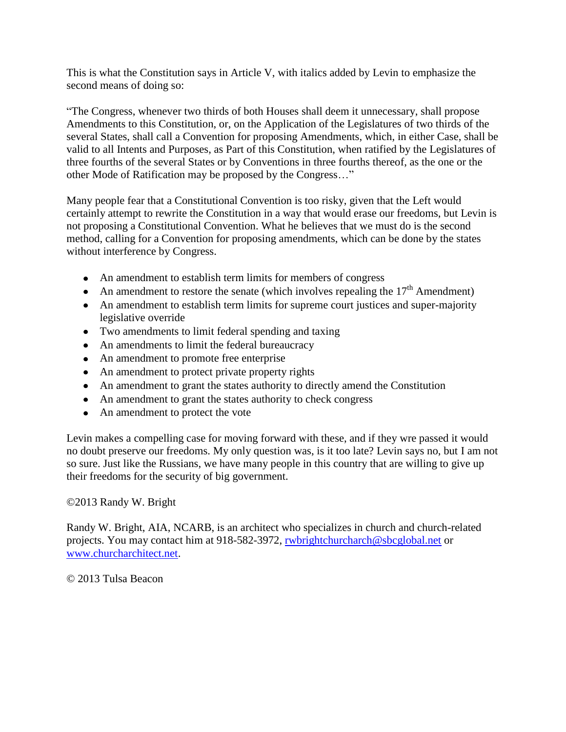This is what the Constitution says in Article V, with italics added by Levin to emphasize the second means of doing so:

"The Congress, whenever two thirds of both Houses shall deem it unnecessary, shall propose Amendments to this Constitution, or, on the Application of the Legislatures of two thirds of the several States, shall call a Convention for proposing Amendments, which, in either Case, shall be valid to all Intents and Purposes, as Part of this Constitution, when ratified by the Legislatures of three fourths of the several States or by Conventions in three fourths thereof, as the one or the other Mode of Ratification may be proposed by the Congress…"

Many people fear that a Constitutional Convention is too risky, given that the Left would certainly attempt to rewrite the Constitution in a way that would erase our freedoms, but Levin is not proposing a Constitutional Convention. What he believes that we must do is the second method, calling for a Convention for proposing amendments, which can be done by the states without interference by Congress.

- An amendment to establish term limits for members of congress
- An amendment to restore the senate (which involves repealing the 17th Amendment)
- An amendment to establish term limits for supreme court justices and super-majority legislative override
- Two amendments to limit federal spending and taxing
- An amendments to limit the federal bureaucracy
- An amendment to promote free enterprise
- An amendment to protect private property rights
- An amendment to grant the states authority to directly amend the Constitution
- An amendment to grant the states authority to check congress
- An amendment to protect the vote

Levin makes a compelling case for moving forward with these, and if they wre passed it would no doubt preserve our freedoms. My only question was, is it too late? Levin says no, but I am not so sure. Just like the Russians, we have many people in this country that are willing to give up their freedoms for the security of big government.

©2013 Randy W. Bright

Randy W. Bright, AIA, NCARB, is an architect who specializes in church and church-related projects. You may contact him at 918-582-3972, [rwbrightchurcharch@sbcglobal.net](mailto:rwbrightchurcharch@sbcglobal.net) or [www.churcharchitect.net](http://www.churcharchitect.net).

© 2013 Tulsa Beacon